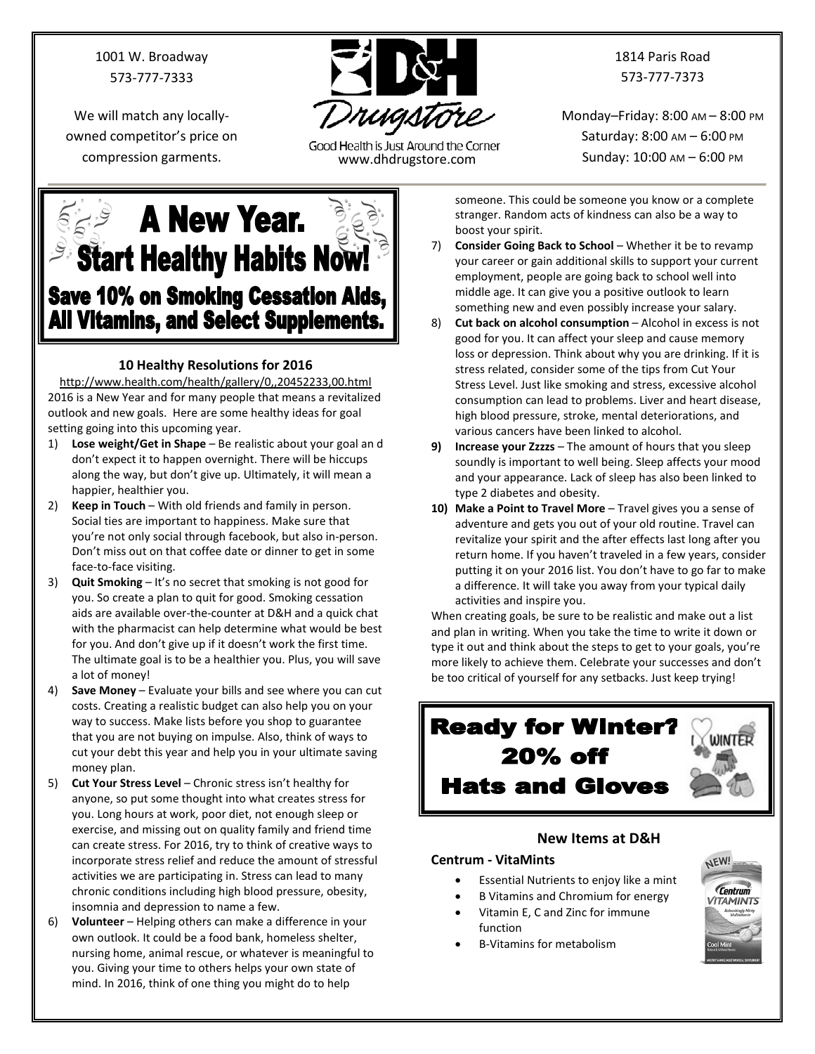1001 W. Broadway
573-777-7333

We will match any locally-owned competitor's price on compression garments.

# D&H Drugstore

Good Health is Just Around the Corner
www.dhdrugstore.com

1814 Paris Road
573-777-7373

Monday–Friday: 8:00 AM – 8:00 PM
Saturday: 8:00 AM – 6:00 PM
Sunday: 10:00 AM – 6:00 PM

## A New Year. Start Healthy Habits Now!

**Save 10% on Smoking Cessation Aids, All Vitamins, and Select Supplements.**

### 10 Healthy Resolutions for 2016

http://www.health.com/health/gallery/0,,20452233,00.html

2016 is a New Year and for many people that means a revitalized outlook and new goals. Here are some healthy ideas for goal setting going into this upcoming year.

1) **Lose weight/Get in Shape** – Be realistic about your goal an d don't expect it to happen overnight. There will be hiccups along the way, but don't give up. Ultimately, it will mean a happier, healthier you.
2) **Keep in Touch** – With old friends and family in person. Social ties are important to happiness. Make sure that you're not only social through facebook, but also in-person. Don't miss out on that coffee date or dinner to get in some face-to-face visiting.
3) **Quit Smoking** – It's no secret that smoking is not good for you. So create a plan to quit for good. Smoking cessation aids are available over-the-counter at D&H and a quick chat with the pharmacist can help determine what would be best for you. And don't give up if it doesn't work the first time. The ultimate goal is to be a healthier you. Plus, you will save a lot of money!
4) **Save Money** – Evaluate your bills and see where you can cut costs. Creating a realistic budget can also help you on your way to success. Make lists before you shop to guarantee that you are not buying on impulse. Also, think of ways to cut your debt this year and help you in your ultimate saving money plan.
5) **Cut Your Stress Level** – Chronic stress isn't healthy for anyone, so put some thought into what creates stress for you. Long hours at work, poor diet, not enough sleep or exercise, and missing out on quality family and friend time can create stress. For 2016, try to think of creative ways to incorporate stress relief and reduce the amount of stressful activities we are participating in. Stress can lead to many chronic conditions including high blood pressure, obesity, insomnia and depression to name a few.
6) **Volunteer** – Helping others can make a difference in your own outlook. It could be a food bank, homeless shelter, nursing home, animal rescue, or whatever is meaningful to you. Giving your time to others helps your own state of mind. In 2016, think of one thing you might do to help someone. This could be someone you know or a complete stranger. Random acts of kindness can also be a way to boost your spirit.
7) **Consider Going Back to School** – Whether it be to revamp your career or gain additional skills to support your current employment, people are going back to school well into middle age. It can give you a positive outlook to learn something new and even possibly increase your salary.
8) **Cut back on alcohol consumption** – Alcohol in excess is not good for you. It can affect your sleep and cause memory loss or depression. Think about why you are drinking. If it is stress related, consider some of the tips from Cut Your Stress Level. Just like smoking and stress, excessive alcohol consumption can lead to problems. Liver and heart disease, high blood pressure, stroke, mental deteriorations, and various cancers have been linked to alcohol.
9) **Increase your Zzzzs** – The amount of hours that you sleep soundly is important to well being. Sleep affects your mood and your appearance. Lack of sleep has also been linked to type 2 diabetes and obesity.
10) **Make a Point to Travel More** – Travel gives you a sense of adventure and gets you out of your old routine. Travel can revitalize your spirit and the after effects last long after you return home. If you haven't traveled in a few years, consider putting it on your 2016 list. You don't have to go far to make a difference. It will take you away from your typical daily activities and inspire you.

When creating goals, be sure to be realistic and make out a list and plan in writing. When you take the time to write it down or type it out and think about the steps to get to your goals, you're more likely to achieve them. Celebrate your successes and don't be too critical of yourself for any setbacks. Just keep trying!

## Ready for Winter? 20% off Hats and Gloves

### New Items at D&H

**Centrum - VitaMints**

- Essential Nutrients to enjoy like a mint
- B Vitamins and Chromium for energy
- Vitamin E, C and Zinc for immune function
- B-Vitamins for metabolism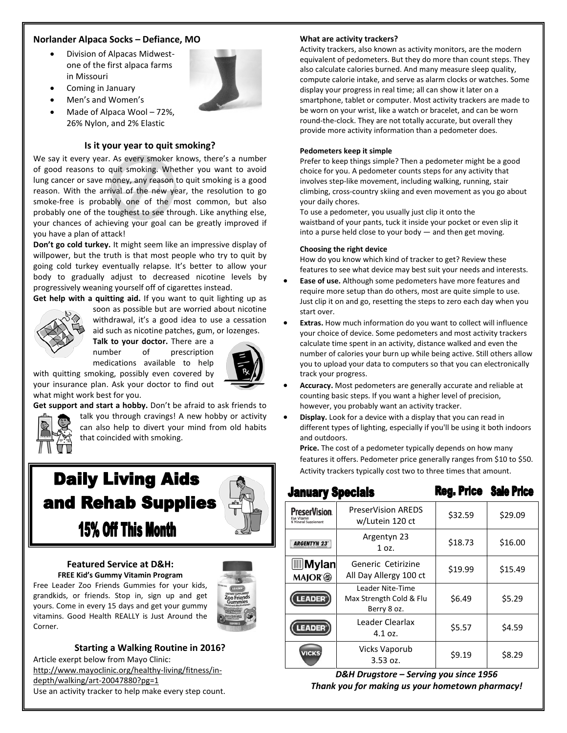### Norlander Alpaca Socks – Defiance, MO

- Division of Alpacas Midwest- one of the first alpaca farms in Missouri
- Coming in January
- Men's and Women's
- Made of Alpaca Wool – 72%, 26% Nylon, and 2% Elastic

### Is it your year to quit smoking?

We say it every year. As every smoker knows, there's a number of good reasons to quit smoking. Whether you want to avoid lung cancer or save money, any reason to quit smoking is a good reason. With the arrival of the new year, the resolution to go smoke-free is probably one of the most common, but also probably one of the toughest to see through. Like anything else, your chances of achieving your goal can be greatly improved if you have a plan of attack!

**Don't go cold turkey.** It might seem like an impressive display of willpower, but the truth is that most people who try to quit by going cold turkey eventually relapse. It's better to allow your body to gradually adjust to decreased nicotine levels by progressively weaning yourself off of cigarettes instead.

**Get help with a quitting aid.** If you want to quit lighting up as soon as possible but are worried about nicotine withdrawal, it's a good idea to use a cessation aid such as nicotine patches, gum, or lozenges.

**Talk to your doctor.** There are a number of prescription medications available to help with quitting smoking, possibly even covered by your insurance plan. Ask your doctor to find out what might work best for you.

**Get support and start a hobby.** Don't be afraid to ask friends to talk you through cravings! A new hobby or activity can also help to divert your mind from old habits that coincided with smoking.

# Daily Living Aids and Rehab Supplies

## 15% Off This Month

### Featured Service at D&H:

**FREE Kid's Gummy Vitamin Program**

Free Leader Zoo Friends Gummies for your kids, grandkids, or friends. Stop in, sign up and get yours. Come in every 15 days and get your gummy vitamins. Good Health REALLY is Just Around the Corner.

### Starting a Walking Routine in 2016?

Article exerpt below from Mayo Clinic:
http://www.mayoclinic.org/healthy-living/fitness/in-depth/walking/art-20047880?pg=1

Use an activity tracker to help make every step count.

**What are activity trackers?**

Activity trackers, also known as activity monitors, are the modern equivalent of pedometers. But they do more than count steps. They also calculate calories burned. And many measure sleep quality, compute calorie intake, and serve as alarm clocks or watches. Some display your progress in real time; all can show it later on a smartphone, tablet or computer. Most activity trackers are made to be worn on your wrist, like a watch or bracelet, and can be worn round-the-clock. They are not totally accurate, but overall they provide more activity information than a pedometer does.

**Pedometers keep it simple**

Prefer to keep things simple? Then a pedometer might be a good choice for you. A pedometer counts steps for any activity that involves step-like movement, including walking, running, stair climbing, cross-country skiing and even movement as you go about your daily chores.

To use a pedometer, you usually just clip it onto the waistband of your pants, tuck it inside your pocket or even slip it into a purse held close to your body — and then get moving.

**Choosing the right device**

How do you know which kind of tracker to get? Review these features to see what device may best suit your needs and interests.

- **Ease of use.** Although some pedometers have more features and require more setup than do others, most are quite simple to use. Just clip it on and go, resetting the steps to zero each day when you start over.
- **Extras.** How much information do you want to collect will influence your choice of device. Some pedometers and most activity trackers calculate time spent in an activity, distance walked and even the number of calories your burn up while being active. Still others allow you to upload your data to computers so that you can electronically track your progress.
- **Accuracy.** Most pedometers are generally accurate and reliable at counting basic steps. If you want a higher level of precision, however, you probably want an activity tracker.
- **Display.** Look for a device with a display that you can read in different types of lighting, especially if you'll be using it both indoors and outdoors.

**Price.** The cost of a pedometer typically depends on how many features it offers. Pedometer price generally ranges from $10 to $50. Activity trackers typically cost two to three times that amount.

| January Specials | | Reg. Price | Sale Price |
| --- | --- | --- | --- |
| PreserVision | PreserVision AREDS w/Lutein 120 ct | $32.59 | $29.09 |
| ARGENTYN 23 | Argentyn 23 1 oz. | $18.73 | $16.00 |
| Mylan MAJOR | Generic Cetirizine All Day Allergy 100 ct | $19.99 | $15.49 |
| LEADER | Leader Nite-Time Max Strength Cold & Flu Berry 8 oz. | $6.49 | $5.29 |
| LEADER | Leader Clearlax 4.1 oz. | $5.57 | $4.59 |
| VICKS | Vicks Vaporub 3.53 oz. | $9.19 | $8.29 |

*D&H Drugstore – Serving you since 1956*

*Thank you for making us your hometown pharmacy!*